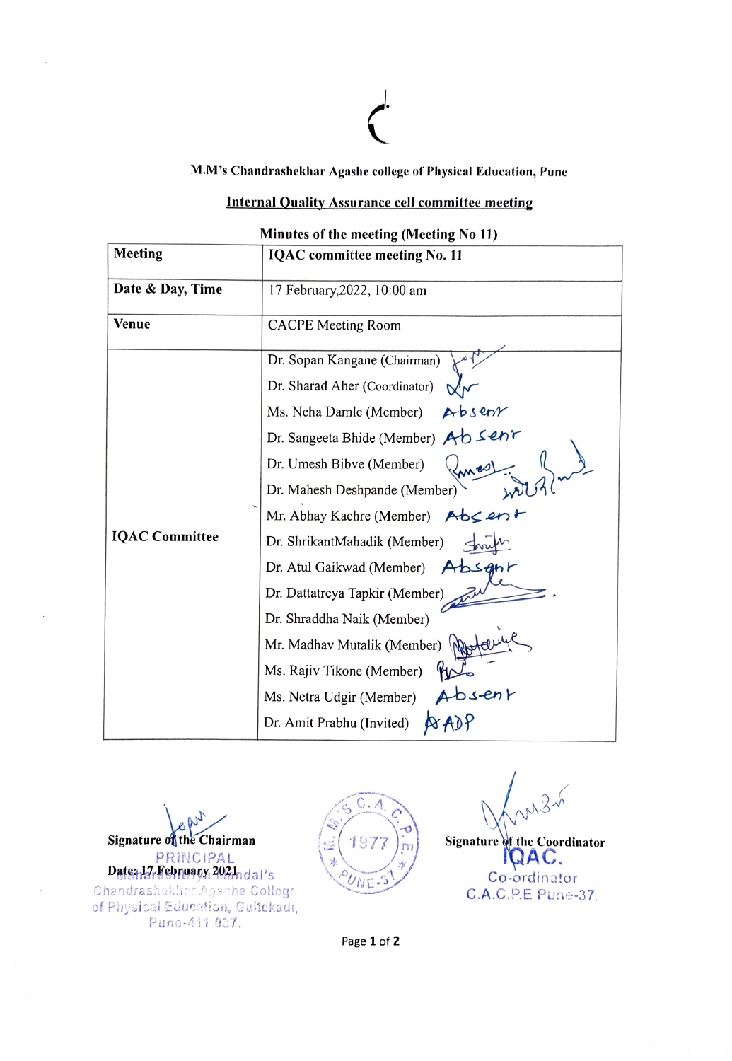M.M's Chandrashekhar Agashe college of Physical Education, Pune

**Internal Quality Assurance cell committee meeting**

**Minutes of the meeting (Meeting No 11)**

| **Meeting** | **IQAC committee meeting No. 11** |
|---|---|
| **Date & Day, Time** | 17 February,2022, 10:00 am |
| **Venue** | CACPE Meeting Room |
| **IQAC Committee** | Dr. Sopan Kangane (Chairman)<br>Dr. Sharad Aher (Coordinator)<br>Ms. Neha Damle (Member) Absent<br>Dr. Sangeeta Bhide (Member) Absent<br>Dr. Umesh Bibve (Member)<br>Dr. Mahesh Deshpande (Member)<br>Mr. Abhay Kachre (Member) Absent<br>Dr. ShrikantMahadik (Member)<br>Dr. Atul Gaikwad (Member) Absent<br>Dr. Dattatreya Tapkir (Member)<br>Dr. Shraddha Naik (Member)<br>Mr. Madhav Mutalik (Member)<br>Ms. Rajiv Tikone (Member)<br>Ms. Netra Udgir (Member) Absent<br>Dr. Amit Prabhu (Invited) |

**Signature of the Chairman**

**Date: 17 February 2021**

PRINCIPAL
Maharashtriya Mandal's
Chandrashekhar Agashe College
of Physical Education, Gultekadi,
Pune-411 037.

**Signature of the Coordinator**

IQAC.
Co-ordinator
C.A.C.P.E Pune-37.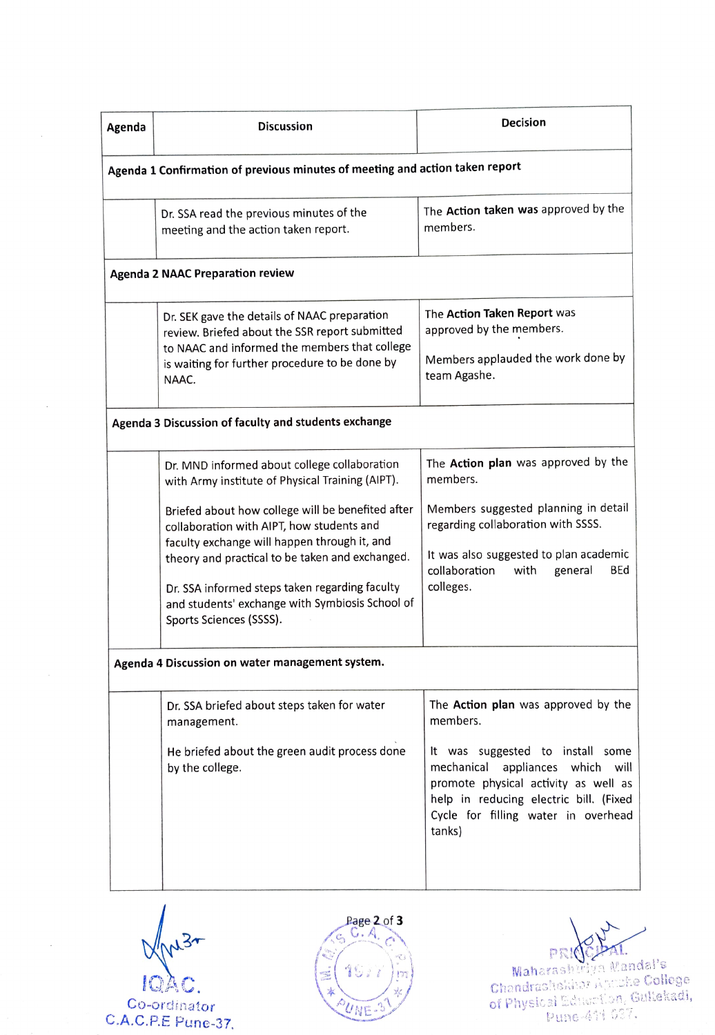| Agenda | Discussion | Decision |
|---|---|---|
| **Agenda 1 Confirmation of previous minutes of meeting and action taken report** | | |
| | Dr. SSA read the previous minutes of the meeting and the action taken report. | The **Action taken was** approved by the members. |
| **Agenda 2 NAAC Preparation review** | | |
| | Dr. SEK gave the details of NAAC preparation review. Briefed about the SSR report submitted to NAAC and informed the members that college is waiting for further procedure to be done by NAAC. | The **Action Taken Report** was approved by the members.<br><br>Members applauded the work done by team Agashe. |
| **Agenda 3 Discussion of faculty and students exchange** | | |
| | Dr. MND informed about college collaboration with Army institute of Physical Training (AIPT).<br><br>Briefed about how college will be benefited after collaboration with AIPT, how students and faculty exchange will happen through it, and theory and practical to be taken and exchanged.<br><br>Dr. SSA informed steps taken regarding faculty and students' exchange with Symbiosis School of Sports Sciences (SSSS). | The **Action plan** was approved by the members.<br><br>Members suggested planning in detail regarding collaboration with SSSS.<br><br>It was also suggested to plan academic collaboration with general BEd colleges. |
| **Agenda 4 Discussion on water management system.** | | |
| | Dr. SSA briefed about steps taken for water management.<br><br>He briefed about the green audit process done by the college. | The **Action plan** was approved by the members.<br><br>It was suggested to install some mechanical appliances which will promote physical activity as well as help in reducing electric bill. (Fixed Cycle for filling water in overhead tanks) |

IQAC.
Co-ordinator
C.A.C.P.E Pune-37.

PRINCIPAL
Maharashtriya Mandal's
Chandrashekhar Agashe College
of Physical Education, Gultekadi,
Pune-411 037.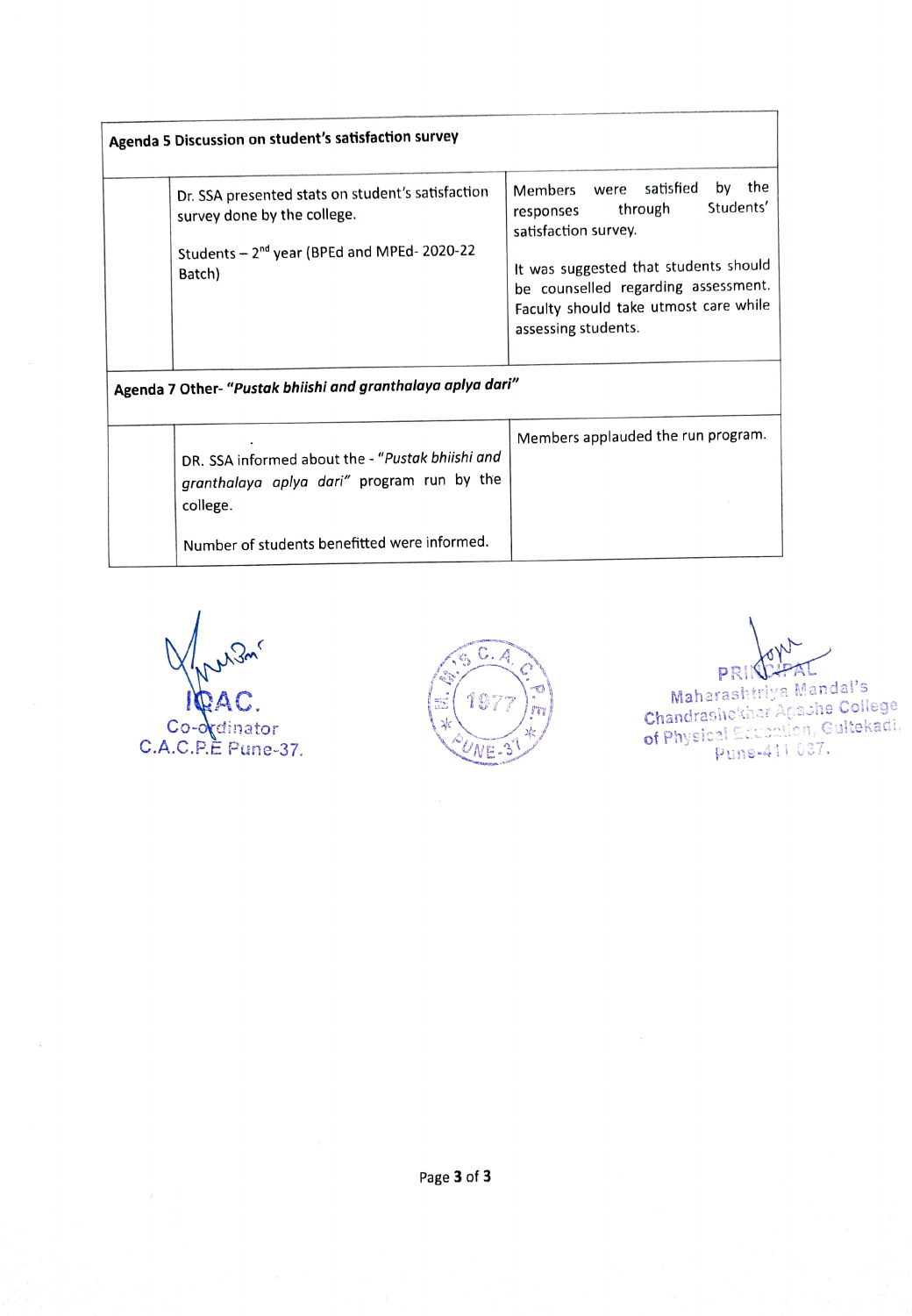| Agenda 5 Discussion on student's satisfaction survey | | |
| --- | --- | --- |
| | Dr. SSA presented stats on student's satisfaction survey done by the college.<br><br>Students – 2nd year (BPEd and MPEd- 2020-22 Batch) | Members were satisfied by the responses through Students' satisfaction survey.<br><br>It was suggested that students should be counselled regarding assessment. Faculty should take utmost care while assessing students. |
| **Agenda 7 Other- *"Pustak bhiishi and granthalaya aplya dari"*** | | |
| | DR. SSA informed about the - *"Pustak bhiishi and granthalaya aplya dari"* program run by the college.<br><br>Number of students benefitted were informed. | Members applauded the run program. |

IQAC.
Co-ordinator
C.A.C.P.E Pune-37.

M.M.'S C.A.C.P.E.
1977
PUNE-37

PRINCIPAL
Maharashtriya Mandal's
Chandrashekhar Agashe College
of Physical Education, Gultekadi,
Pune-411 037.